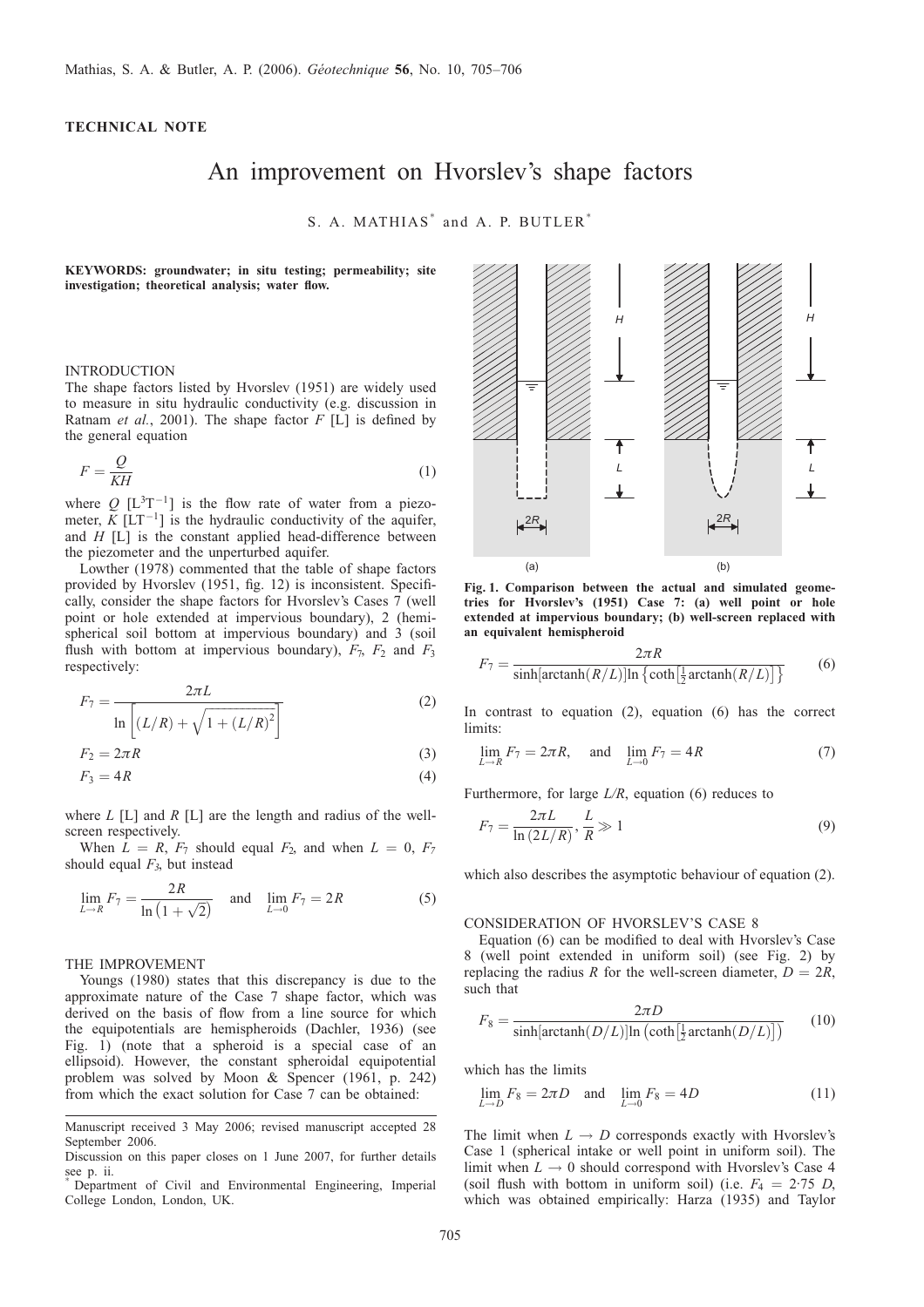Mathias, S. A. & Butler, A. P. (2006). *Géotechnique* **56**, No. 10, 705–706

**TECHNICAL NOTE**

# An improvement on Hvorslev's shape factors

S. A. MATHIAS* and A. P. BUTLER*

**KEYWORDS: groundwater; in situ testing; permeability; site investigation; theoretical analysis; water flow.**

## INTRODUCTION

The shape factors listed by Hvorslev (1951) are widely used to measure in situ hydraulic conductivity (e.g. discussion in Ratnam *et al.*, 2001). The shape factor $F$ [L] is defined by the general equation

$$F = \frac{Q}{KH} \tag{1}$$

where $Q$ [$\mathrm{L^3T^{-1}}$] is the flow rate of water from a piezometer, $K$ [$\mathrm{LT^{-1}}$] is the hydraulic conductivity of the aquifer, and $H$ [L] is the constant applied head-difference between the piezometer and the unperturbed aquifer.

Lowther (1978) commented that the table of shape factors provided by Hvorslev (1951, fig. 12) is inconsistent. Specifically, consider the shape factors for Hvorslev's Cases 7 (well point or hole extended at impervious boundary), 2 (hemispherical soil bottom at impervious boundary) and 3 (soil flush with bottom at impervious boundary), $F_7$, $F_2$ and $F_3$ respectively:

$$F_7 = \frac{2\pi L}{\ln\left[(L/R) + \sqrt{1 + (L/R)^2}\right]} \tag{2}$$

$$F_2 = 2\pi R \tag{3}$$

$$F_3 = 4R \tag{4}$$

where $L$ [L] and $R$ [L] are the length and radius of the well-screen respectively.

When $L = R$, $F_7$ should equal $F_2$, and when $L = 0$, $F_7$ should equal $F_3$, but instead

$$\lim_{L\to R} F_7 = \frac{2R}{\ln\left(1 + \sqrt{2}\right)} \quad \text{and} \quad \lim_{L\to 0} F_7 = 2R \tag{5}$$

## THE IMPROVEMENT

Youngs (1980) states that this discrepancy is due to the approximate nature of the Case 7 shape factor, which was derived on the basis of flow from a line source for which the equipotentials are hemispheroids (Dachler, 1936) (see Fig. 1) (note that a spheroid is a special case of an ellipsoid). However, the constant spheroidal equipotential problem was solved by Moon & Spencer (1961, p. 242) from which the exact solution for Case 7 can be obtained:

**Fig. 1. Comparison between the actual and simulated geometries for Hvorslev's (1951) Case 7: (a) well point or hole extended at impervious boundary; (b) well-screen replaced with an equivalent hemispheroid**

$$F_7 = \frac{2\pi R}{\sinh[\operatorname{arctanh}(R/L)]\ln\left\{\coth\left[\frac{1}{2}\operatorname{arctanh}(R/L)\right]\right\}} \tag{6}$$

In contrast to equation (2), equation (6) has the correct limits:

$$\lim_{L\to R} F_7 = 2\pi R, \quad \text{and} \quad \lim_{L\to 0} F_7 = 4R \tag{7}$$

Furthermore, for large $L/R$, equation (6) reduces to

$$F_7 = \frac{2\pi L}{\ln(2L/R)},\ \frac{L}{R} \gg 1 \tag{9}$$

which also describes the asymptotic behaviour of equation (2).

## CONSIDERATION OF HVORSLEV'S CASE 8

Equation (6) can be modified to deal with Hvorslev's Case 8 (well point extended in uniform soil) (see Fig. 2) by replacing the radius $R$ for the well-screen diameter, $D = 2R$, such that

$$F_8 = \frac{2\pi D}{\sinh[\operatorname{arctanh}(D/L)]\ln\left(\coth\left[\frac{1}{2}\operatorname{arctanh}(D/L)\right]\right)} \tag{10}$$

which has the limits

$$\lim_{L\to D} F_8 = 2\pi D \quad \text{and} \quad \lim_{L\to 0} F_8 = 4D \tag{11}$$

The limit when $L \to D$ corresponds exactly with Hvorslev's Case 1 (spherical intake or well point in uniform soil). The limit when $L \to 0$ should correspond with Hvorslev's Case 4 (soil flush with bottom in uniform soil) (i.e. $F_4 = 2{\cdot}75\ D$, which was obtained empirically: Harza (1935) and Taylor

---

Manuscript received 3 May 2006; revised manuscript accepted 28 September 2006.

Discussion on this paper closes on 1 June 2007, for further details see p. ii.

\* Department of Civil and Environmental Engineering, Imperial College London, London, UK.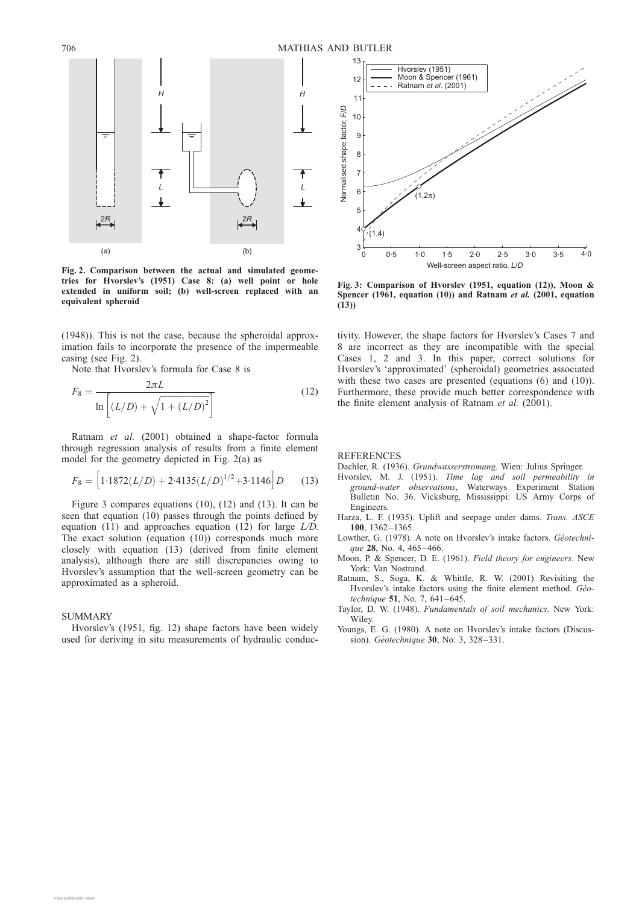(a)

(b)

Fig. 2. Comparison between the actual and simulated geometries for Hvorslev's (1951) Case 8: (a) well point or hole extended in uniform soil; (b) well-screen replaced with an equivalent spheroid

(1948)). This is not the case, because the spheroidal approximation fails to incorporate the presence of the impermeable casing (see Fig. 2).

Note that Hvorslev's formula for Case 8 is

$$F_8 = \frac{2\pi L}{\ln\left[(L/D) + \sqrt{1 + (L/D)^2}\right]} \tag{12}$$

Ratnam *et al.* (2001) obtained a shape-factor formula through regression analysis of results from a finite element model for the geometry depicted in Fig. 2(a) as

$$F_8 = \left[1{\cdot}1872(L/D) + 2{\cdot}4135(L/D)^{1/2} + 3{\cdot}1146\right]D \tag{13}$$

Figure 3 compares equations (10), (12) and (13). It can be seen that equation (10) passes through the points defined by equation (11) and approaches equation (12) for large *L/D*. The exact solution (equation (10)) corresponds much more closely with equation (13) (derived from finite element analysis), although there are still discrepancies owing to Hvorslev's assumption that the well-screen geometry can be approximated as a spheroid.

Hvorslev (1951)
Moon & Spencer (1961)
Ratnam *et al.* (2001)
Normalised shape factor, *F/D*
Well-screen aspect ratio, *L/D*
(1,4)
(1,2π)

Fig. 3: Comparison of Hvorslev (1951, equation (12)), Moon & Spencer (1961, equation (10)) and Ratnam *et al.* (2001, equation (13))

## SUMMARY

Hvorslev's (1951, fig. 12) shape factors have been widely used for deriving in situ measurements of hydraulic conductivity. However, the shape factors for Hvorslev's Cases 7 and 8 are incorrect as they are incompatible with the special Cases 1, 2 and 3. In this paper, correct solutions for Hvorslev's 'approximated' (spheroidal) geometries associated with these two cases are presented (equations (6) and (10)). Furthermore, these provide much better correspondence with the finite element analysis of Ratnam *et al.* (2001).

## REFERENCES

Dachler, R. (1936). *Grundwasserstromung*. Wien: Julius Springer.

Hvorslev, M. J. (1951). *Time lag and soil permeability in ground-water observations*, Waterways Experiment Station Bulletin No. 36. Vicksburg, Mississippi: US Army Corps of Engineers.

Harza, L. F. (1935). Uplift and seepage under dams. *Trans. ASCE* **100**, 1362–1365.

Lowther, G. (1978). A note on Hvorslev's intake factors. *Géotechnique* **28**, No. 4, 465–466.

Moon, P. & Spencer, D. E. (1961). *Field theory for engineers*. New York: Van Nostrand.

Ratnam, S., Soga, K. & Whittle, R. W. (2001) Revisiting the Hvorslev's intake factors using the finite element method. *Géotechnique* **51**, No. 7, 641–645.

Taylor, D. W. (1948). *Fundamentals of soil mechanics*. New York: Wiley.

Youngs, E. G. (1980). A note on Hvorslev's intake factors (Discussion). *Géotechnique* **30**, No. 3, 328–331.